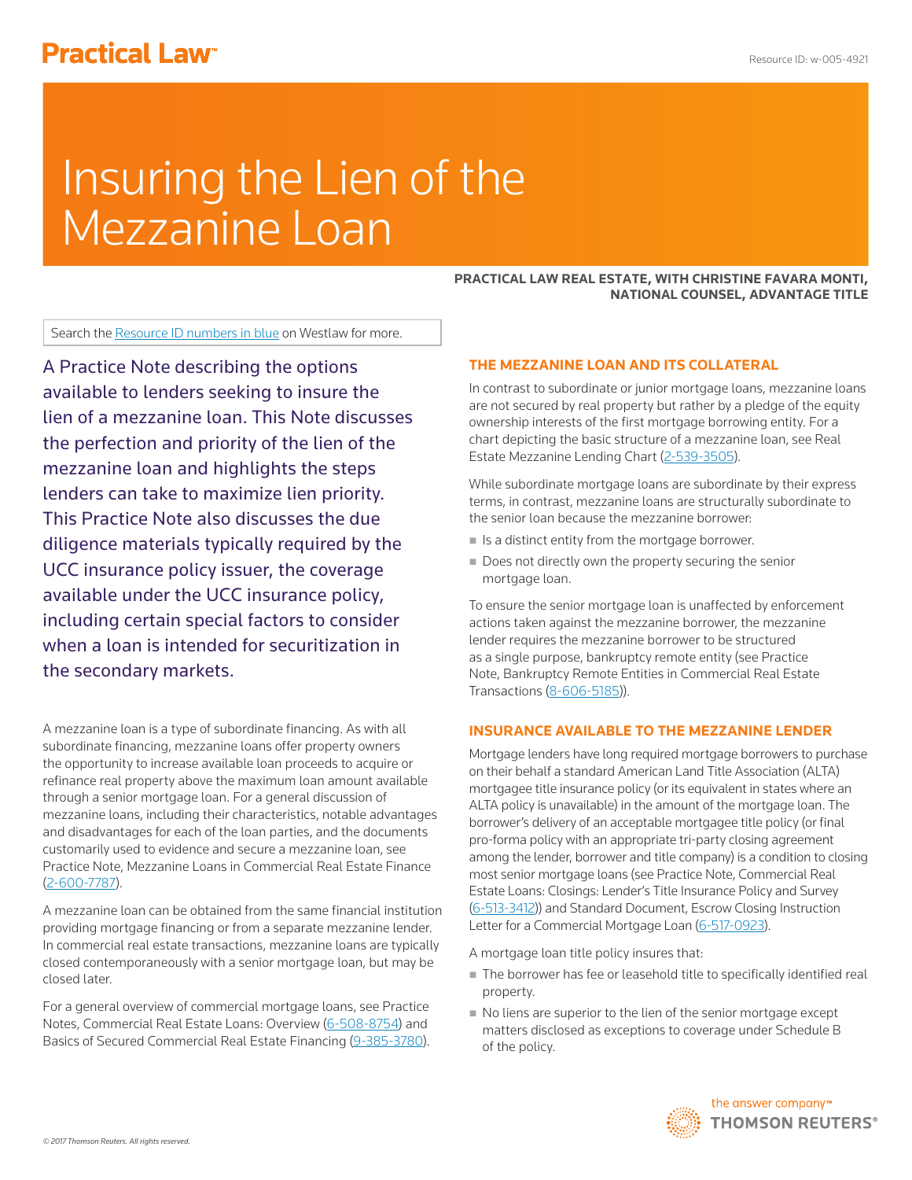# Insuring the Lien of the Mezzanine Loan

**PRACTICAL LAW REAL ESTATE, WITH CHRISTINE FAVARA MONTI, NATIONAL COUNSEL, ADVANTAGE TITLE**

Search the Resource ID numbers in blue on Westlaw for more.

A Practice Note describing the options available to lenders seeking to insure the lien of a mezzanine loan. This Note discusses the perfection and priority of the lien of the mezzanine loan and highlights the steps lenders can take to maximize lien priority. This Practice Note also discusses the due diligence materials typically required by the UCC insurance policy issuer, the coverage available under the UCC insurance policy, including certain special factors to consider when a loan is intended for securitization in the secondary markets.

A mezzanine loan is a type of subordinate financing. As with all subordinate financing, mezzanine loans offer property owners the opportunity to increase available loan proceeds to acquire or refinance real property above the maximum loan amount available through a senior mortgage loan. For a general discussion of mezzanine loans, including their characteristics, notable advantages and disadvantages for each of the loan parties, and the documents customarily used to evidence and secure a mezzanine loan, see Practice Note, Mezzanine Loans in Commercial Real Estate Finance (2-600-7787).

A mezzanine loan can be obtained from the same financial institution providing mortgage financing or from a separate mezzanine lender. In commercial real estate transactions, mezzanine loans are typically closed contemporaneously with a senior mortgage loan, but may be closed later.

For a general overview of commercial mortgage loans, see Practice Notes, Commercial Real Estate Loans: Overview (6-508-8754) and Basics of Secured Commercial Real Estate Financing (9-385-3780).

## THE MEZZANINE LOAN AND ITS COLLATERAL

In contrast to subordinate or junior mortgage loans, mezzanine loans are not secured by real property but rather by a pledge of the equity ownership interests of the first mortgage borrowing entity. For a chart depicting the basic structure of a mezzanine loan, see Real Estate Mezzanine Lending Chart (2-539-3505).

While subordinate mortgage loans are subordinate by their express terms, in contrast, mezzanine loans are structurally subordinate to the senior loan because the mezzanine borrower:

- Is a distinct entity from the mortgage borrower.
- Does not directly own the property securing the senior mortgage loan.

To ensure the senior mortgage loan is unaffected by enforcement actions taken against the mezzanine borrower, the mezzanine lender requires the mezzanine borrower to be structured as a single purpose, bankruptcy remote entity (see Practice Note, Bankruptcy Remote Entities in Commercial Real Estate Transactions (8-606-5185)).

## INSURANCE AVAILABLE TO THE MEZZANINE LENDER

Mortgage lenders have long required mortgage borrowers to purchase on their behalf a standard American Land Title Association (ALTA) mortgagee title insurance policy (or its equivalent in states where an ALTA policy is unavailable) in the amount of the mortgage loan. The borrower's delivery of an acceptable mortgagee title policy (or final pro-forma policy with an appropriate tri-party closing agreement among the lender, borrower and title company) is a condition to closing most senior mortgage loans (see Practice Note, Commercial Real Estate Loans: Closings: Lender's Title Insurance Policy and Survey (6-513-3412)) and Standard Document, Escrow Closing Instruction Letter for a Commercial Mortgage Loan (6-517-0923).

A mortgage loan title policy insures that:

- The borrower has fee or leasehold title to specifically identified real property.
- No liens are superior to the lien of the senior mortgage except matters disclosed as exceptions to coverage under Schedule B of the policy.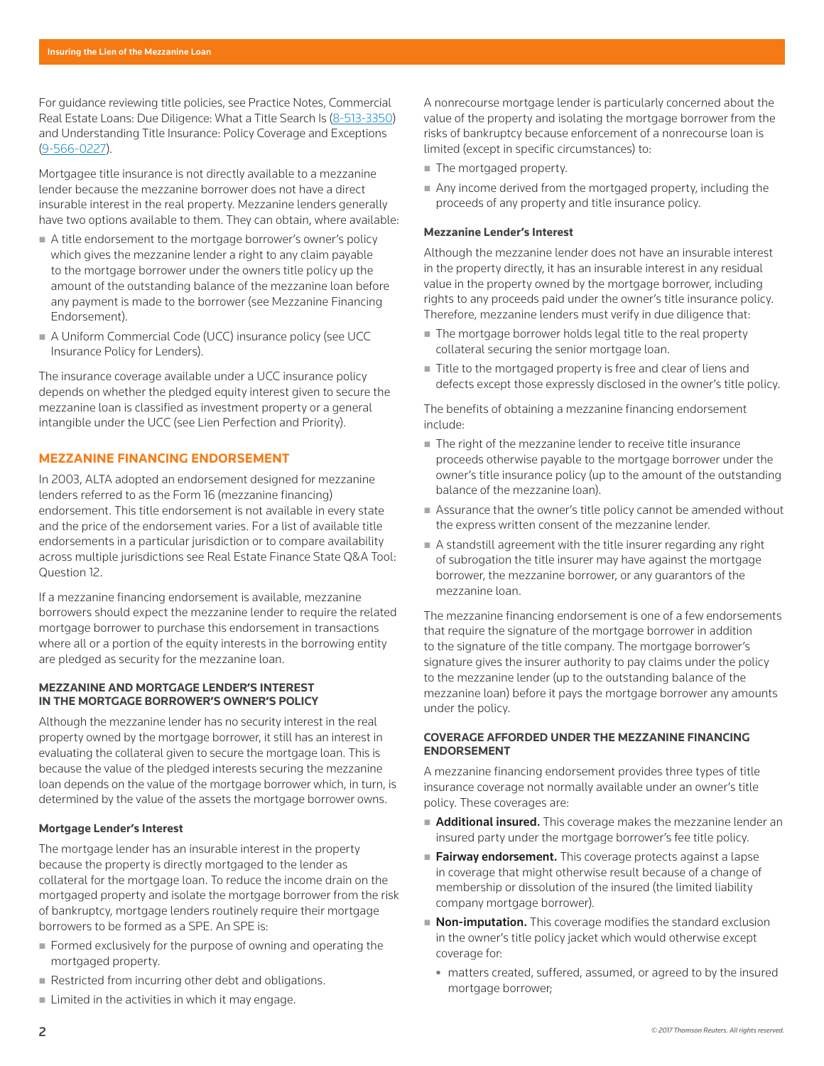For guidance reviewing title policies, see Practice Notes, Commercial Real Estate Loans: Due Diligence: What a Title Search Is (8-513-3350) and Understanding Title Insurance: Policy Coverage and Exceptions (9-566-0227).

Mortgagee title insurance is not directly available to a mezzanine lender because the mezzanine borrower does not have a direct insurable interest in the real property. Mezzanine lenders generally have two options available to them. They can obtain, where available:

- A title endorsement to the mortgage borrower's owner's policy which gives the mezzanine lender a right to any claim payable to the mortgage borrower under the owners title policy up the amount of the outstanding balance of the mezzanine loan before any payment is made to the borrower (see Mezzanine Financing Endorsement).
- A Uniform Commercial Code (UCC) insurance policy (see UCC Insurance Policy for Lenders).

The insurance coverage available under a UCC insurance policy depends on whether the pledged equity interest given to secure the mezzanine loan is classified as investment property or a general intangible under the UCC (see Lien Perfection and Priority).

## MEZZANINE FINANCING ENDORSEMENT

In 2003, ALTA adopted an endorsement designed for mezzanine lenders referred to as the Form 16 (mezzanine financing) endorsement. This title endorsement is not available in every state and the price of the endorsement varies. For a list of available title endorsements in a particular jurisdiction or to compare availability across multiple jurisdictions see Real Estate Finance State Q&A Tool: Question 12.

If a mezzanine financing endorsement is available, mezzanine borrowers should expect the mezzanine lender to require the related mortgage borrower to purchase this endorsement in transactions where all or a portion of the equity interests in the borrowing entity are pledged as security for the mezzanine loan.

### MEZZANINE AND MORTGAGE LENDER'S INTEREST IN THE MORTGAGE BORROWER'S OWNER'S POLICY

Although the mezzanine lender has no security interest in the real property owned by the mortgage borrower, it still has an interest in evaluating the collateral given to secure the mortgage loan. This is because the value of the pledged interests securing the mezzanine loan depends on the value of the mortgage borrower which, in turn, is determined by the value of the assets the mortgage borrower owns.

#### Mortgage Lender's Interest

The mortgage lender has an insurable interest in the property because the property is directly mortgaged to the lender as collateral for the mortgage loan. To reduce the income drain on the mortgaged property and isolate the mortgage borrower from the risk of bankruptcy, mortgage lenders routinely require their mortgage borrowers to be formed as a SPE. An SPE is:

- Formed exclusively for the purpose of owning and operating the mortgaged property.
- Restricted from incurring other debt and obligations.
- Limited in the activities in which it may engage.

A nonrecourse mortgage lender is particularly concerned about the value of the property and isolating the mortgage borrower from the risks of bankruptcy because enforcement of a nonrecourse loan is limited (except in specific circumstances) to:

- The mortgaged property.
- Any income derived from the mortgaged property, including the proceeds of any property and title insurance policy.

#### Mezzanine Lender's Interest

Although the mezzanine lender does not have an insurable interest in the property directly, it has an insurable interest in any residual value in the property owned by the mortgage borrower, including rights to any proceeds paid under the owner's title insurance policy. Therefore, mezzanine lenders must verify in due diligence that:

- The mortgage borrower holds legal title to the real property collateral securing the senior mortgage loan.
- Title to the mortgaged property is free and clear of liens and defects except those expressly disclosed in the owner's title policy.

The benefits of obtaining a mezzanine financing endorsement include:

- The right of the mezzanine lender to receive title insurance proceeds otherwise payable to the mortgage borrower under the owner's title insurance policy (up to the amount of the outstanding balance of the mezzanine loan).
- Assurance that the owner's title policy cannot be amended without the express written consent of the mezzanine lender.
- A standstill agreement with the title insurer regarding any right of subrogation the title insurer may have against the mortgage borrower, the mezzanine borrower, or any guarantors of the mezzanine loan.

The mezzanine financing endorsement is one of a few endorsements that require the signature of the mortgage borrower in addition to the signature of the title company. The mortgage borrower's signature gives the insurer authority to pay claims under the policy to the mezzanine lender (up to the outstanding balance of the mezzanine loan) before it pays the mortgage borrower any amounts under the policy.

### COVERAGE AFFORDED UNDER THE MEZZANINE FINANCING ENDORSEMENT

A mezzanine financing endorsement provides three types of title insurance coverage not normally available under an owner's title policy. These coverages are:

- **Additional insured.** This coverage makes the mezzanine lender an insured party under the mortgage borrower's fee title policy.
- **Fairway endorsement.** This coverage protects against a lapse in coverage that might otherwise result because of a change of membership or dissolution of the insured (the limited liability company mortgage borrower).
- **Non-imputation.** This coverage modifies the standard exclusion in the owner's title policy jacket which would otherwise except coverage for:
  - matters created, suffered, assumed, or agreed to by the insured mortgage borrower;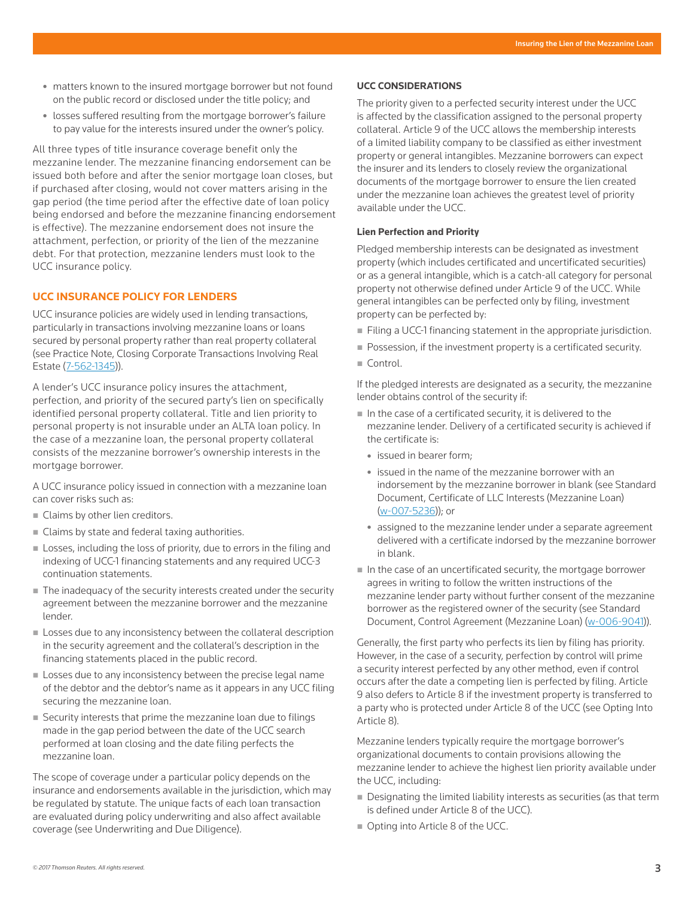- matters known to the insured mortgage borrower but not found on the public record or disclosed under the title policy; and
- losses suffered resulting from the mortgage borrower's failure to pay value for the interests insured under the owner's policy.

All three types of title insurance coverage benefit only the mezzanine lender. The mezzanine financing endorsement can be issued both before and after the senior mortgage loan closes, but if purchased after closing, would not cover matters arising in the gap period (the time period after the effective date of loan policy being endorsed and before the mezzanine financing endorsement is effective). The mezzanine endorsement does not insure the attachment, perfection, or priority of the lien of the mezzanine debt. For that protection, mezzanine lenders must look to the UCC insurance policy.

## UCC INSURANCE POLICY FOR LENDERS

UCC insurance policies are widely used in lending transactions, particularly in transactions involving mezzanine loans or loans secured by personal property rather than real property collateral (see Practice Note, Closing Corporate Transactions Involving Real Estate (7-562-1345)).

A lender's UCC insurance policy insures the attachment, perfection, and priority of the secured party's lien on specifically identified personal property collateral. Title and lien priority to personal property is not insurable under an ALTA loan policy. In the case of a mezzanine loan, the personal property collateral consists of the mezzanine borrower's ownership interests in the mortgage borrower.

A UCC insurance policy issued in connection with a mezzanine loan can cover risks such as:

- Claims by other lien creditors.
- Claims by state and federal taxing authorities.
- Losses, including the loss of priority, due to errors in the filing and indexing of UCC-1 financing statements and any required UCC-3 continuation statements.
- The inadequacy of the security interests created under the security agreement between the mezzanine borrower and the mezzanine lender.
- Losses due to any inconsistency between the collateral description in the security agreement and the collateral's description in the financing statements placed in the public record.
- Losses due to any inconsistency between the precise legal name of the debtor and the debtor's name as it appears in any UCC filing securing the mezzanine loan.
- Security interests that prime the mezzanine loan due to filings made in the gap period between the date of the UCC search performed at loan closing and the date filing perfects the mezzanine loan.

The scope of coverage under a particular policy depends on the insurance and endorsements available in the jurisdiction, which may be regulated by statute. The unique facts of each loan transaction are evaluated during policy underwriting and also affect available coverage (see Underwriting and Due Diligence).

### UCC CONSIDERATIONS

The priority given to a perfected security interest under the UCC is affected by the classification assigned to the personal property collateral. Article 9 of the UCC allows the membership interests of a limited liability company to be classified as either investment property or general intangibles. Mezzanine borrowers can expect the insurer and its lenders to closely review the organizational documents of the mortgage borrower to ensure the lien created under the mezzanine loan achieves the greatest level of priority available under the UCC.

#### Lien Perfection and Priority

Pledged membership interests can be designated as investment property (which includes certificated and uncertificated securities) or as a general intangible, which is a catch-all category for personal property not otherwise defined under Article 9 of the UCC. While general intangibles can be perfected only by filing, investment property can be perfected by:

- Filing a UCC-1 financing statement in the appropriate jurisdiction.
- Possession, if the investment property is a certificated security.
- Control.

If the pledged interests are designated as a security, the mezzanine lender obtains control of the security if:

- In the case of a certificated security, it is delivered to the mezzanine lender. Delivery of a certificated security is achieved if the certificate is:
  - issued in bearer form;
  - issued in the name of the mezzanine borrower with an indorsement by the mezzanine borrower in blank (see Standard Document, Certificate of LLC Interests (Mezzanine Loan) (w-007-5236)); or
  - assigned to the mezzanine lender under a separate agreement delivered with a certificate indorsed by the mezzanine borrower in blank.
- In the case of an uncertificated security, the mortgage borrower agrees in writing to follow the written instructions of the mezzanine lender party without further consent of the mezzanine borrower as the registered owner of the security (see Standard Document, Control Agreement (Mezzanine Loan) (w-006-9041)).

Generally, the first party who perfects its lien by filing has priority. However, in the case of a security, perfection by control will prime a security interest perfected by any other method, even if control occurs after the date a competing lien is perfected by filing. Article 9 also defers to Article 8 if the investment property is transferred to a party who is protected under Article 8 of the UCC (see Opting Into Article 8).

Mezzanine lenders typically require the mortgage borrower's organizational documents to contain provisions allowing the mezzanine lender to achieve the highest lien priority available under the UCC, including:

- Designating the limited liability interests as securities (as that term is defined under Article 8 of the UCC).
- Opting into Article 8 of the UCC.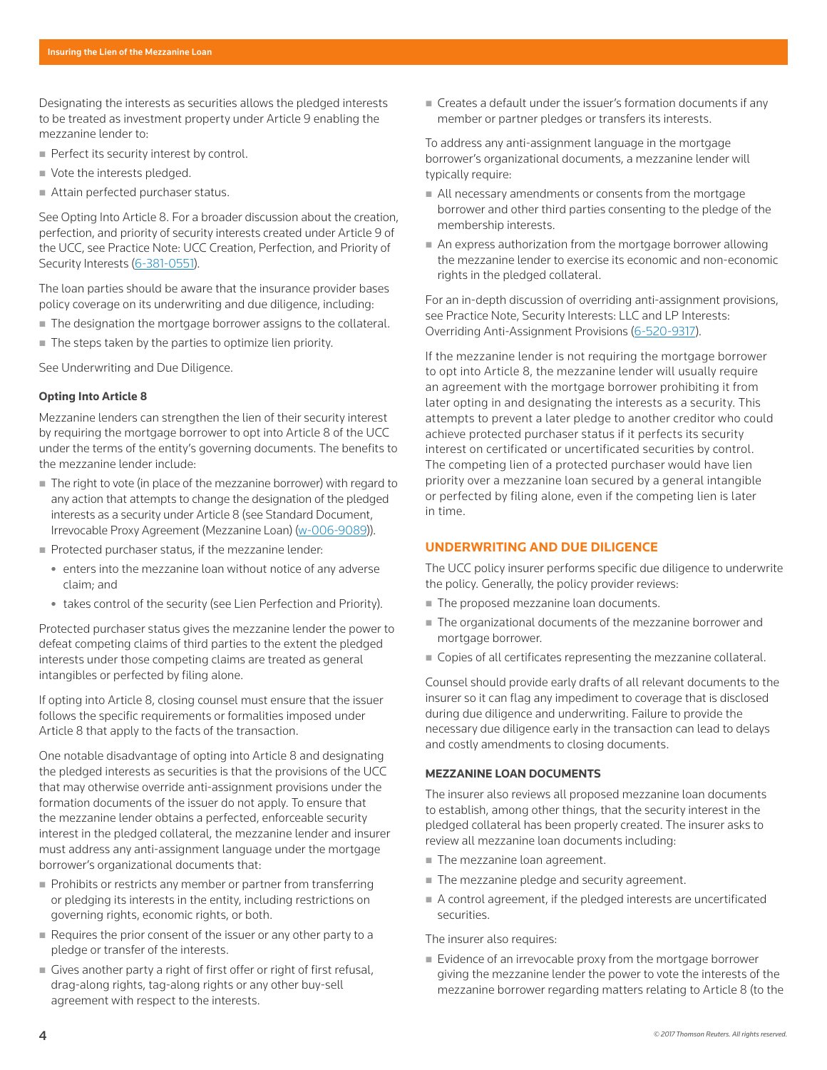Designating the interests as securities allows the pledged interests to be treated as investment property under Article 9 enabling the mezzanine lender to:

- Perfect its security interest by control.
- Vote the interests pledged.
- Attain perfected purchaser status.

See Opting Into Article 8. For a broader discussion about the creation, perfection, and priority of security interests created under Article 9 of the UCC, see Practice Note: UCC Creation, Perfection, and Priority of Security Interests (6-381-0551).

The loan parties should be aware that the insurance provider bases policy coverage on its underwriting and due diligence, including:

- The designation the mortgage borrower assigns to the collateral.
- The steps taken by the parties to optimize lien priority.

See Underwriting and Due Diligence.

#### Opting Into Article 8

Mezzanine lenders can strengthen the lien of their security interest by requiring the mortgage borrower to opt into Article 8 of the UCC under the terms of the entity's governing documents. The benefits to the mezzanine lender include:

- The right to vote (in place of the mezzanine borrower) with regard to any action that attempts to change the designation of the pledged interests as a security under Article 8 (see Standard Document, Irrevocable Proxy Agreement (Mezzanine Loan) (w-006-9089)).
- Protected purchaser status, if the mezzanine lender:
  - enters into the mezzanine loan without notice of any adverse claim; and
  - takes control of the security (see Lien Perfection and Priority).

Protected purchaser status gives the mezzanine lender the power to defeat competing claims of third parties to the extent the pledged interests under those competing claims are treated as general intangibles or perfected by filing alone.

If opting into Article 8, closing counsel must ensure that the issuer follows the specific requirements or formalities imposed under Article 8 that apply to the facts of the transaction.

One notable disadvantage of opting into Article 8 and designating the pledged interests as securities is that the provisions of the UCC that may otherwise override anti-assignment provisions under the formation documents of the issuer do not apply. To ensure that the mezzanine lender obtains a perfected, enforceable security interest in the pledged collateral, the mezzanine lender and insurer must address any anti-assignment language under the mortgage borrower's organizational documents that:

- Prohibits or restricts any member or partner from transferring or pledging its interests in the entity, including restrictions on governing rights, economic rights, or both.
- Requires the prior consent of the issuer or any other party to a pledge or transfer of the interests.
- Gives another party a right of first offer or right of first refusal, drag-along rights, tag-along rights or any other buy-sell agreement with respect to the interests.
- Creates a default under the issuer's formation documents if any member or partner pledges or transfers its interests.

To address any anti-assignment language in the mortgage borrower's organizational documents, a mezzanine lender will typically require:

- All necessary amendments or consents from the mortgage borrower and other third parties consenting to the pledge of the membership interests.
- An express authorization from the mortgage borrower allowing the mezzanine lender to exercise its economic and non-economic rights in the pledged collateral.

For an in-depth discussion of overriding anti-assignment provisions, see Practice Note, Security Interests: LLC and LP Interests: Overriding Anti-Assignment Provisions (6-520-9317).

If the mezzanine lender is not requiring the mortgage borrower to opt into Article 8, the mezzanine lender will usually require an agreement with the mortgage borrower prohibiting it from later opting in and designating the interests as a security. This attempts to prevent a later pledge to another creditor who could achieve protected purchaser status if it perfects its security interest on certificated or uncertificated securities by control. The competing lien of a protected purchaser would have lien priority over a mezzanine loan secured by a general intangible or perfected by filing alone, even if the competing lien is later in time.

## UNDERWRITING AND DUE DILIGENCE

The UCC policy insurer performs specific due diligence to underwrite the policy. Generally, the policy provider reviews:

- The proposed mezzanine loan documents.
- The organizational documents of the mezzanine borrower and mortgage borrower.
- Copies of all certificates representing the mezzanine collateral.

Counsel should provide early drafts of all relevant documents to the insurer so it can flag any impediment to coverage that is disclosed during due diligence and underwriting. Failure to provide the necessary due diligence early in the transaction can lead to delays and costly amendments to closing documents.

### MEZZANINE LOAN DOCUMENTS

The insurer also reviews all proposed mezzanine loan documents to establish, among other things, that the security interest in the pledged collateral has been properly created. The insurer asks to review all mezzanine loan documents including:

- The mezzanine loan agreement.
- The mezzanine pledge and security agreement.
- A control agreement, if the pledged interests are uncertificated securities.

The insurer also requires:

- Evidence of an irrevocable proxy from the mortgage borrower giving the mezzanine lender the power to vote the interests of the mezzanine borrower regarding matters relating to Article 8 (to the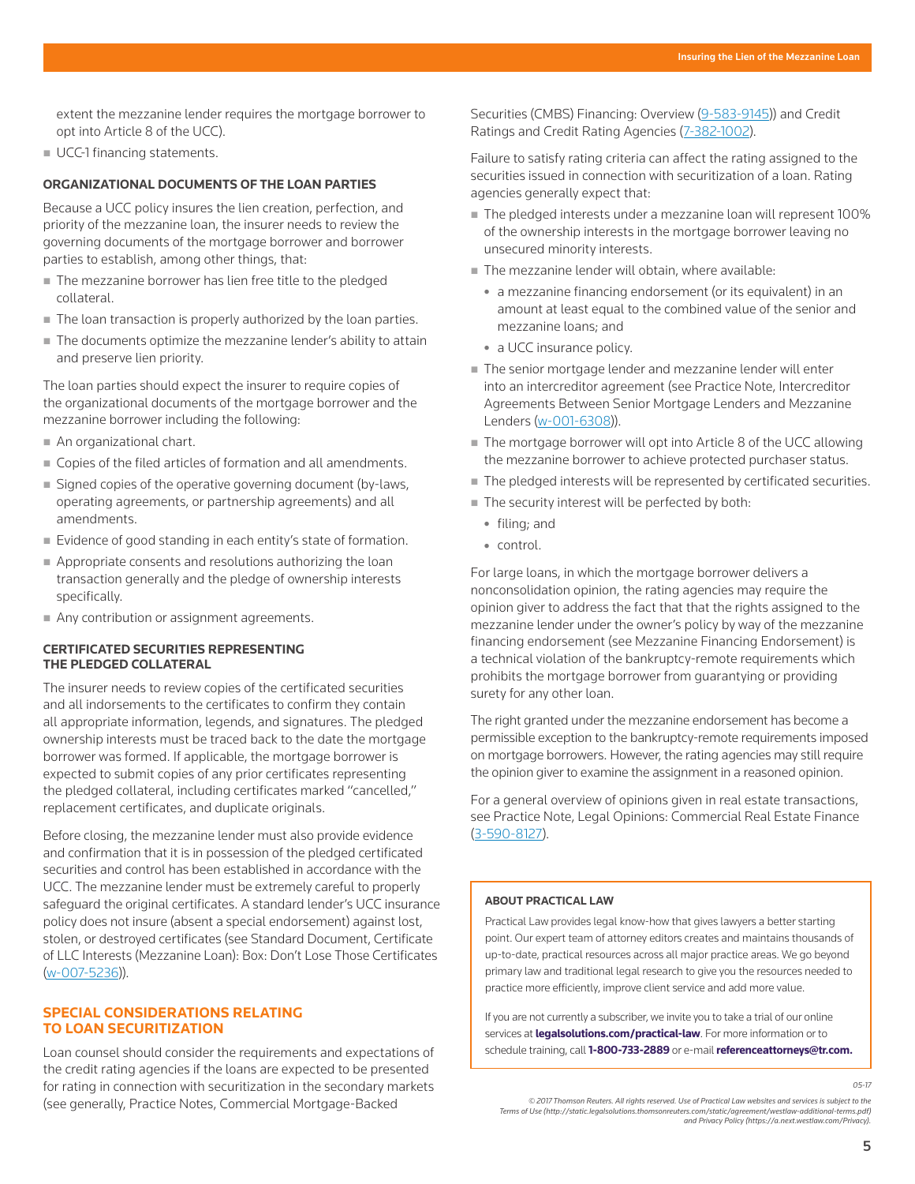extent the mezzanine lender requires the mortgage borrower to opt into Article 8 of the UCC).

- UCC-1 financing statements.

### ORGANIZATIONAL DOCUMENTS OF THE LOAN PARTIES

Because a UCC policy insures the lien creation, perfection, and priority of the mezzanine loan, the insurer needs to review the governing documents of the mortgage borrower and borrower parties to establish, among other things, that:

- The mezzanine borrower has lien free title to the pledged collateral.
- The loan transaction is properly authorized by the loan parties.
- The documents optimize the mezzanine lender's ability to attain and preserve lien priority.

The loan parties should expect the insurer to require copies of the organizational documents of the mortgage borrower and the mezzanine borrower including the following:

- An organizational chart.
- Copies of the filed articles of formation and all amendments.
- Signed copies of the operative governing document (by-laws, operating agreements, or partnership agreements) and all amendments.
- Evidence of good standing in each entity's state of formation.
- Appropriate consents and resolutions authorizing the loan transaction generally and the pledge of ownership interests specifically.
- Any contribution or assignment agreements.

### CERTIFICATED SECURITIES REPRESENTING THE PLEDGED COLLATERAL

The insurer needs to review copies of the certificated securities and all indorsements to the certificates to confirm they contain all appropriate information, legends, and signatures. The pledged ownership interests must be traced back to the date the mortgage borrower was formed. If applicable, the mortgage borrower is expected to submit copies of any prior certificates representing the pledged collateral, including certificates marked "cancelled," replacement certificates, and duplicate originals.

Before closing, the mezzanine lender must also provide evidence and confirmation that it is in possession of the pledged certificated securities and control has been established in accordance with the UCC. The mezzanine lender must be extremely careful to properly safeguard the original certificates. A standard lender's UCC insurance policy does not insure (absent a special endorsement) against lost, stolen, or destroyed certificates (see Standard Document, Certificate of LLC Interests (Mezzanine Loan): Box: Don't Lose Those Certificates (w-007-5236)).

## SPECIAL CONSIDERATIONS RELATING TO LOAN SECURITIZATION

Loan counsel should consider the requirements and expectations of the credit rating agencies if the loans are expected to be presented for rating in connection with securitization in the secondary markets (see generally, Practice Notes, Commercial Mortgage-Backed Securities (CMBS) Financing: Overview (9-583-9145)) and Credit Ratings and Credit Rating Agencies (7-382-1002).

Failure to satisfy rating criteria can affect the rating assigned to the securities issued in connection with securitization of a loan. Rating agencies generally expect that:

- The pledged interests under a mezzanine loan will represent 100% of the ownership interests in the mortgage borrower leaving no unsecured minority interests.
- The mezzanine lender will obtain, where available:
  - a mezzanine financing endorsement (or its equivalent) in an amount at least equal to the combined value of the senior and mezzanine loans; and
  - a UCC insurance policy.
- The senior mortgage lender and mezzanine lender will enter into an intercreditor agreement (see Practice Note, Intercreditor Agreements Between Senior Mortgage Lenders and Mezzanine Lenders (w-001-6308)).
- The mortgage borrower will opt into Article 8 of the UCC allowing the mezzanine borrower to achieve protected purchaser status.
- The pledged interests will be represented by certificated securities.
- The security interest will be perfected by both:
  - filing; and
  - control.

For large loans, in which the mortgage borrower delivers a nonconsolidation opinion, the rating agencies may require the opinion giver to address the fact that that the rights assigned to the mezzanine lender under the owner's policy by way of the mezzanine financing endorsement (see Mezzanine Financing Endorsement) is a technical violation of the bankruptcy-remote requirements which prohibits the mortgage borrower from guarantying or providing surety for any other loan.

The right granted under the mezzanine endorsement has become a permissible exception to the bankruptcy-remote requirements imposed on mortgage borrowers. However, the rating agencies may still require the opinion giver to examine the assignment in a reasoned opinion.

For a general overview of opinions given in real estate transactions, see Practice Note, Legal Opinions: Commercial Real Estate Finance (3-590-8127).

**ABOUT PRACTICAL LAW**

Practical Law provides legal know-how that gives lawyers a better starting point. Our expert team of attorney editors creates and maintains thousands of up-to-date, practical resources across all major practice areas. We go beyond primary law and traditional legal research to give you the resources needed to practice more efficiently, improve client service and add more value.

If you are not currently a subscriber, we invite you to take a trial of our online services at **legalsolutions.com/practical-law**. For more information or to schedule training, call **1-800-733-2889** or e-mail **referenceattorneys@tr.com.**

05-17

*© 2017 Thomson Reuters. All rights reserved. Use of Practical Law websites and services is subject to the Terms of Use (http://static.legalsolutions.thomsonreuters.com/static/agreement/westlaw-additional-terms.pdf) and Privacy Policy (https://a.next.westlaw.com/Privacy).*